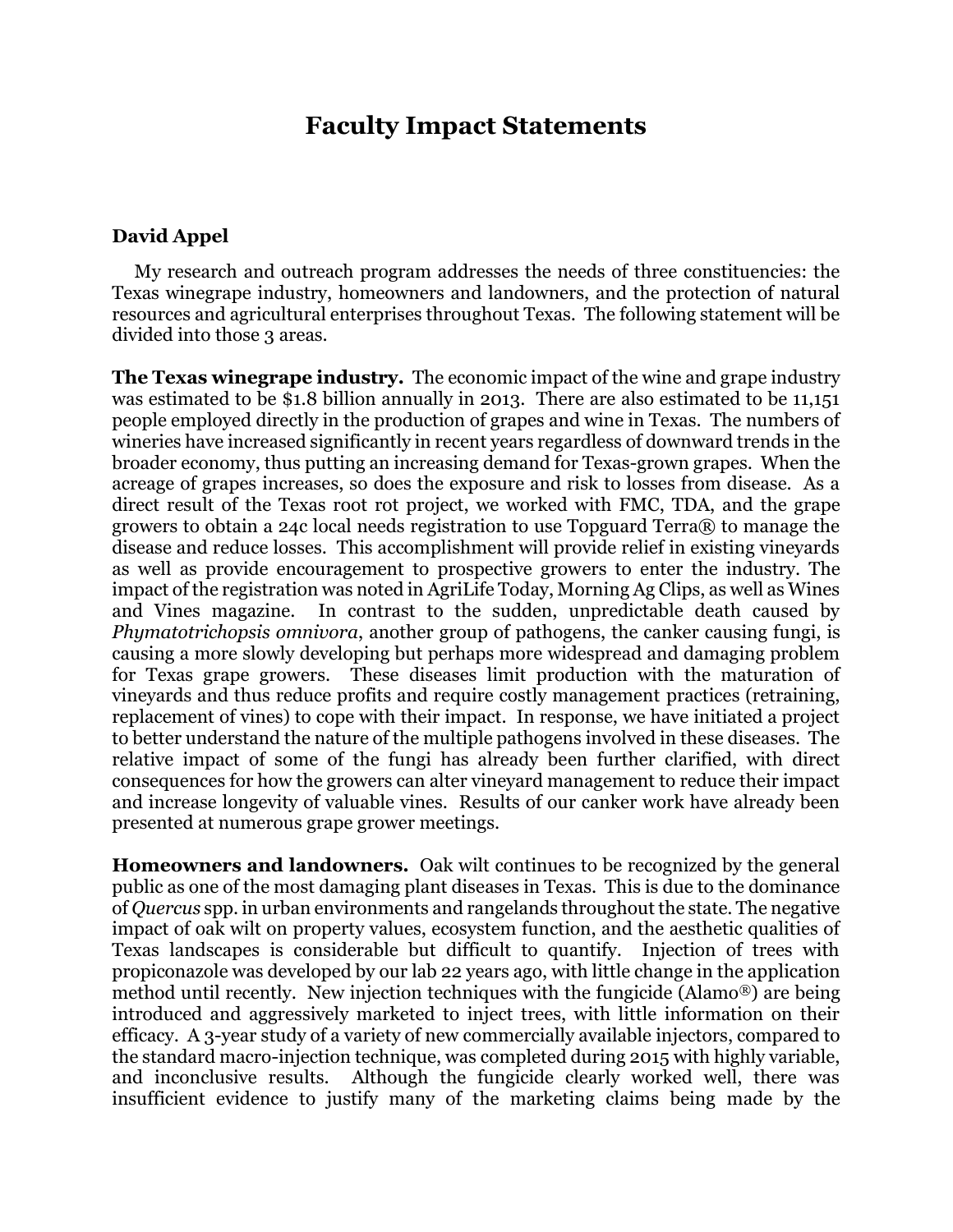# Faculty Impact Statements

## David Appel

My research and outreach program addresses the needs of three constituencies: the Texas winegrape industry, homeowners and landowners, and the protection of natural resources and agricultural enterprises throughout Texas. The following statement will be divided into those 3 areas.

**The Texas winegrape industry.** The economic impact of the wine and grape industry was estimated to be $1.8 billion annually in 2013. There are also estimated to be 11,151 people employed directly in the production of grapes and wine in Texas. The numbers of wineries have increased significantly in recent years regardless of downward trends in the broader economy, thus putting an increasing demand for Texas-grown grapes. When the acreage of grapes increases, so does the exposure and risk to losses from disease. As a direct result of the Texas root rot project, we worked with FMC, TDA, and the grape growers to obtain a 24c local needs registration to use Topguard Terra® to manage the disease and reduce losses. This accomplishment will provide relief in existing vineyards as well as provide encouragement to prospective growers to enter the industry. The impact of the registration was noted in AgriLife Today, Morning Ag Clips, as well as Wines and Vines magazine. In contrast to the sudden, unpredictable death caused by *Phymatotrichopsis omnivora*, another group of pathogens, the canker causing fungi, is causing a more slowly developing but perhaps more widespread and damaging problem for Texas grape growers. These diseases limit production with the maturation of vineyards and thus reduce profits and require costly management practices (retraining, replacement of vines) to cope with their impact. In response, we have initiated a project to better understand the nature of the multiple pathogens involved in these diseases. The relative impact of some of the fungi has already been further clarified, with direct consequences for how the growers can alter vineyard management to reduce their impact and increase longevity of valuable vines. Results of our canker work have already been presented at numerous grape grower meetings.

**Homeowners and landowners.** Oak wilt continues to be recognized by the general public as one of the most damaging plant diseases in Texas. This is due to the dominance of *Quercus* spp. in urban environments and rangelands throughout the state. The negative impact of oak wilt on property values, ecosystem function, and the aesthetic qualities of Texas landscapes is considerable but difficult to quantify. Injection of trees with propiconazole was developed by our lab 22 years ago, with little change in the application method until recently. New injection techniques with the fungicide (Alamo®) are being introduced and aggressively marketed to inject trees, with little information on their efficacy. A 3-year study of a variety of new commercially available injectors, compared to the standard macro-injection technique, was completed during 2015 with highly variable, and inconclusive results. Although the fungicide clearly worked well, there was insufficient evidence to justify many of the marketing claims being made by the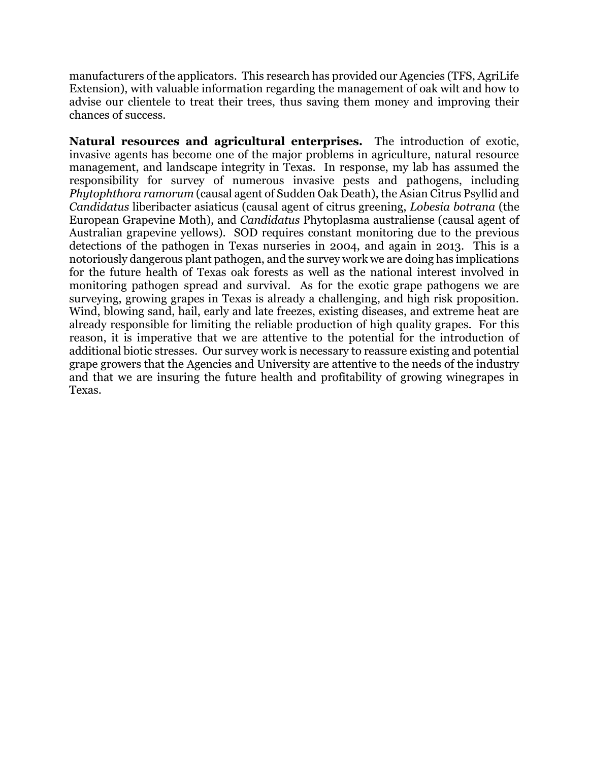manufacturers of the applicators. This research has provided our Agencies (TFS, AgriLife Extension), with valuable information regarding the management of oak wilt and how to advise our clientele to treat their trees, thus saving them money and improving their chances of success.

**Natural resources and agricultural enterprises.** The introduction of exotic, invasive agents has become one of the major problems in agriculture, natural resource management, and landscape integrity in Texas. In response, my lab has assumed the responsibility for survey of numerous invasive pests and pathogens, including *Phytophthora ramorum* (causal agent of Sudden Oak Death), the Asian Citrus Psyllid and *Candidatus* liberibacter asiaticus (causal agent of citrus greening, *Lobesia botrana* (the European Grapevine Moth), and *Candidatus* Phytoplasma australiense (causal agent of Australian grapevine yellows). SOD requires constant monitoring due to the previous detections of the pathogen in Texas nurseries in 2004, and again in 2013. This is a notoriously dangerous plant pathogen, and the survey work we are doing has implications for the future health of Texas oak forests as well as the national interest involved in monitoring pathogen spread and survival. As for the exotic grape pathogens we are surveying, growing grapes in Texas is already a challenging, and high risk proposition. Wind, blowing sand, hail, early and late freezes, existing diseases, and extreme heat are already responsible for limiting the reliable production of high quality grapes. For this reason, it is imperative that we are attentive to the potential for the introduction of additional biotic stresses. Our survey work is necessary to reassure existing and potential grape growers that the Agencies and University are attentive to the needs of the industry and that we are insuring the future health and profitability of growing winegrapes in Texas.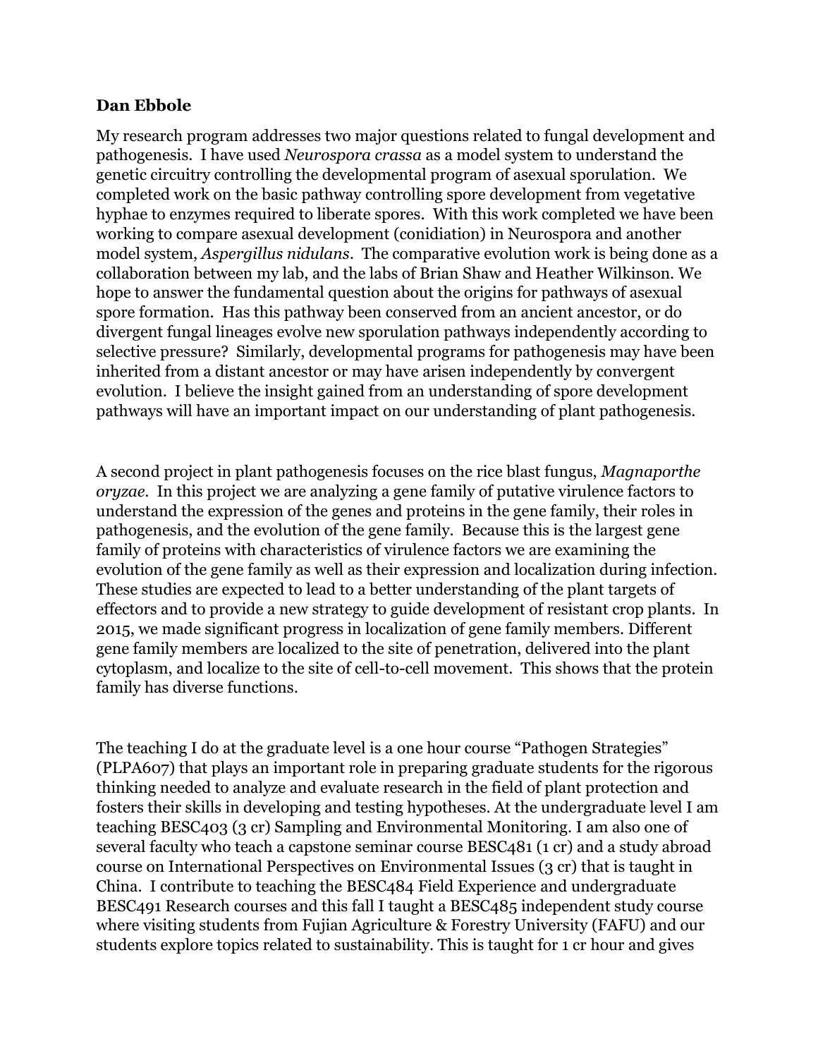**Dan Ebbole**

My research program addresses two major questions related to fungal development and pathogenesis. I have used *Neurospora crassa* as a model system to understand the genetic circuitry controlling the developmental program of asexual sporulation. We completed work on the basic pathway controlling spore development from vegetative hyphae to enzymes required to liberate spores. With this work completed we have been working to compare asexual development (conidiation) in Neurospora and another model system, *Aspergillus nidulans*. The comparative evolution work is being done as a collaboration between my lab, and the labs of Brian Shaw and Heather Wilkinson. We hope to answer the fundamental question about the origins for pathways of asexual spore formation. Has this pathway been conserved from an ancient ancestor, or do divergent fungal lineages evolve new sporulation pathways independently according to selective pressure? Similarly, developmental programs for pathogenesis may have been inherited from a distant ancestor or may have arisen independently by convergent evolution. I believe the insight gained from an understanding of spore development pathways will have an important impact on our understanding of plant pathogenesis.

A second project in plant pathogenesis focuses on the rice blast fungus, *Magnaporthe oryzae*. In this project we are analyzing a gene family of putative virulence factors to understand the expression of the genes and proteins in the gene family, their roles in pathogenesis, and the evolution of the gene family. Because this is the largest gene family of proteins with characteristics of virulence factors we are examining the evolution of the gene family as well as their expression and localization during infection. These studies are expected to lead to a better understanding of the plant targets of effectors and to provide a new strategy to guide development of resistant crop plants. In 2015, we made significant progress in localization of gene family members. Different gene family members are localized to the site of penetration, delivered into the plant cytoplasm, and localize to the site of cell-to-cell movement. This shows that the protein family has diverse functions.

The teaching I do at the graduate level is a one hour course "Pathogen Strategies" (PLPA607) that plays an important role in preparing graduate students for the rigorous thinking needed to analyze and evaluate research in the field of plant protection and fosters their skills in developing and testing hypotheses. At the undergraduate level I am teaching BESC403 (3 cr) Sampling and Environmental Monitoring. I am also one of several faculty who teach a capstone seminar course BESC481 (1 cr) and a study abroad course on International Perspectives on Environmental Issues (3 cr) that is taught in China. I contribute to teaching the BESC484 Field Experience and undergraduate BESC491 Research courses and this fall I taught a BESC485 independent study course where visiting students from Fujian Agriculture & Forestry University (FAFU) and our students explore topics related to sustainability. This is taught for 1 cr hour and gives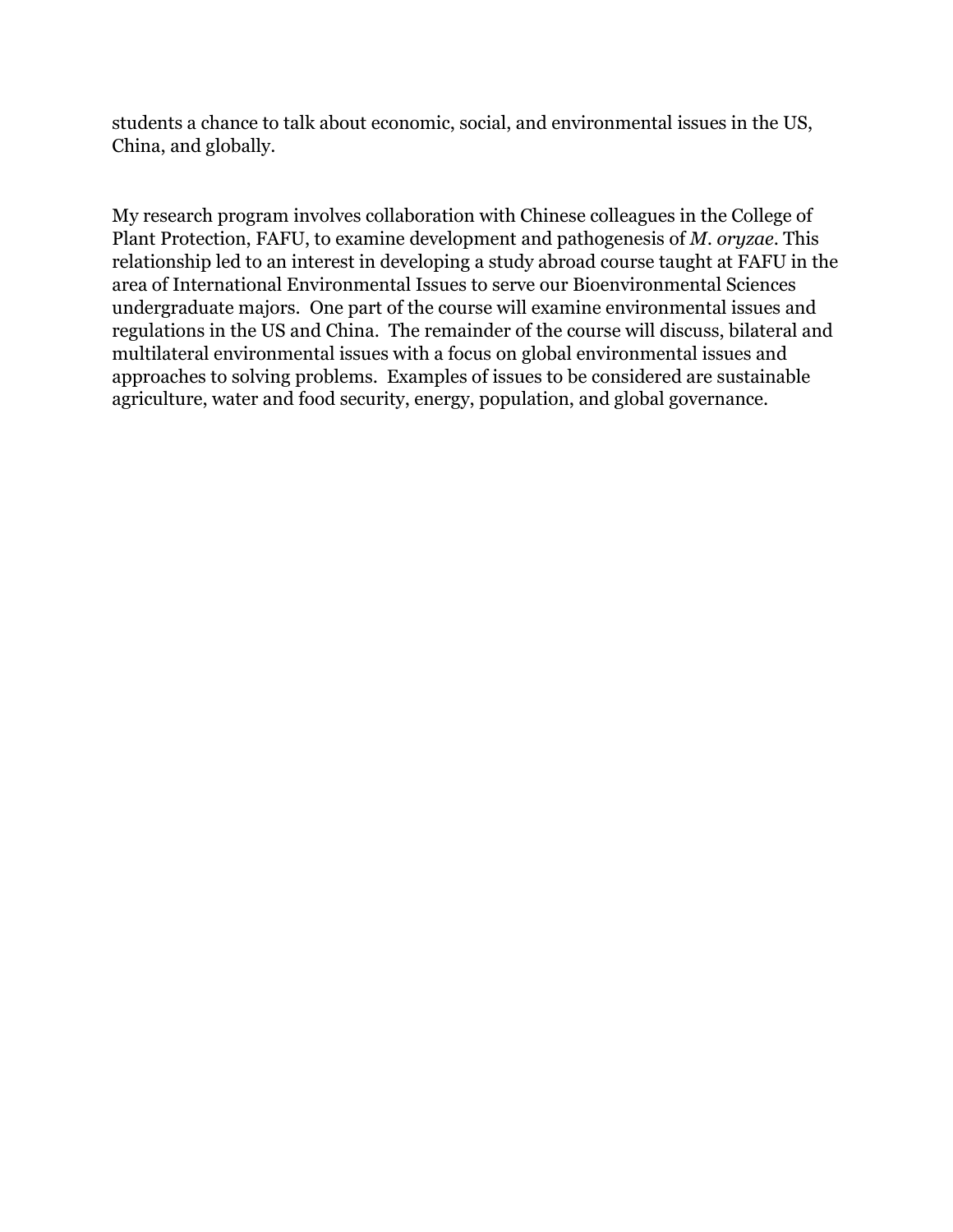students a chance to talk about economic, social, and environmental issues in the US, China, and globally.

My research program involves collaboration with Chinese colleagues in the College of Plant Protection, FAFU, to examine development and pathogenesis of *M. oryzae*. This relationship led to an interest in developing a study abroad course taught at FAFU in the area of International Environmental Issues to serve our Bioenvironmental Sciences undergraduate majors. One part of the course will examine environmental issues and regulations in the US and China. The remainder of the course will discuss, bilateral and multilateral environmental issues with a focus on global environmental issues and approaches to solving problems. Examples of issues to be considered are sustainable agriculture, water and food security, energy, population, and global governance.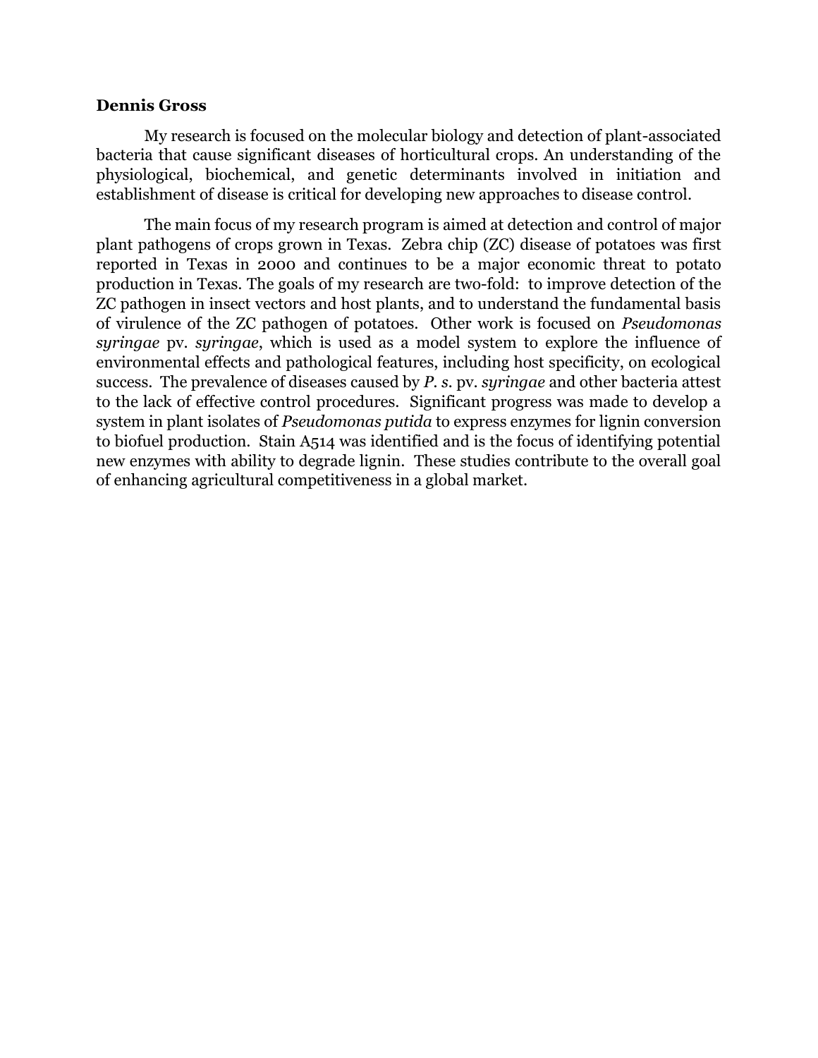**Dennis Gross**

My research is focused on the molecular biology and detection of plant-associated bacteria that cause significant diseases of horticultural crops. An understanding of the physiological, biochemical, and genetic determinants involved in initiation and establishment of disease is critical for developing new approaches to disease control.

The main focus of my research program is aimed at detection and control of major plant pathogens of crops grown in Texas. Zebra chip (ZC) disease of potatoes was first reported in Texas in 2000 and continues to be a major economic threat to potato production in Texas. The goals of my research are two-fold: to improve detection of the ZC pathogen in insect vectors and host plants, and to understand the fundamental basis of virulence of the ZC pathogen of potatoes. Other work is focused on *Pseudomonas syringae* pv. *syringae*, which is used as a model system to explore the influence of environmental effects and pathological features, including host specificity, on ecological success. The prevalence of diseases caused by *P. s.* pv. *syringae* and other bacteria attest to the lack of effective control procedures. Significant progress was made to develop a system in plant isolates of *Pseudomonas putida* to express enzymes for lignin conversion to biofuel production. Stain A514 was identified and is the focus of identifying potential new enzymes with ability to degrade lignin. These studies contribute to the overall goal of enhancing agricultural competitiveness in a global market.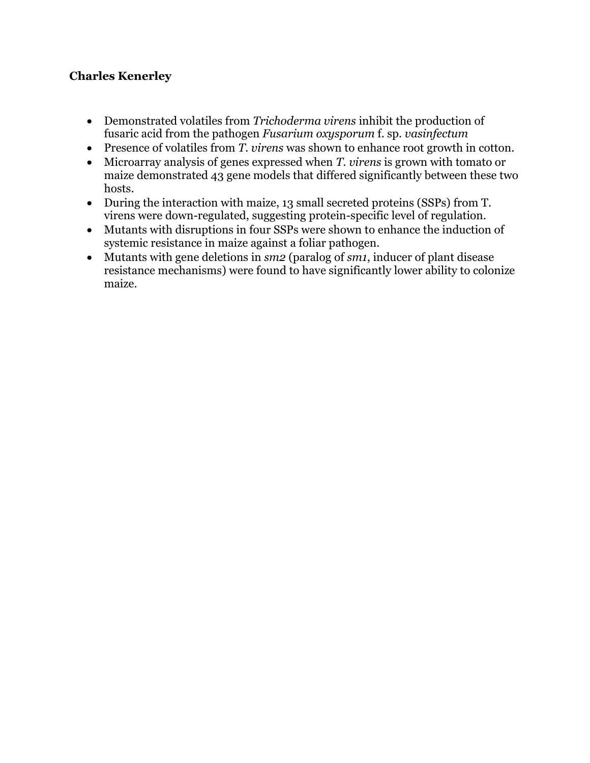**Charles Kenerley**

- Demonstrated volatiles from *Trichoderma virens* inhibit the production of fusaric acid from the pathogen *Fusarium oxysporum* f. sp. *vasinfectum*
- Presence of volatiles from *T. virens* was shown to enhance root growth in cotton.
- Microarray analysis of genes expressed when *T. virens* is grown with tomato or maize demonstrated 43 gene models that differed significantly between these two hosts.
- During the interaction with maize, 13 small secreted proteins (SSPs) from T. virens were down-regulated, suggesting protein-specific level of regulation.
- Mutants with disruptions in four SSPs were shown to enhance the induction of systemic resistance in maize against a foliar pathogen.
- Mutants with gene deletions in *sm2* (paralog of *sm1*, inducer of plant disease resistance mechanisms) were found to have significantly lower ability to colonize maize.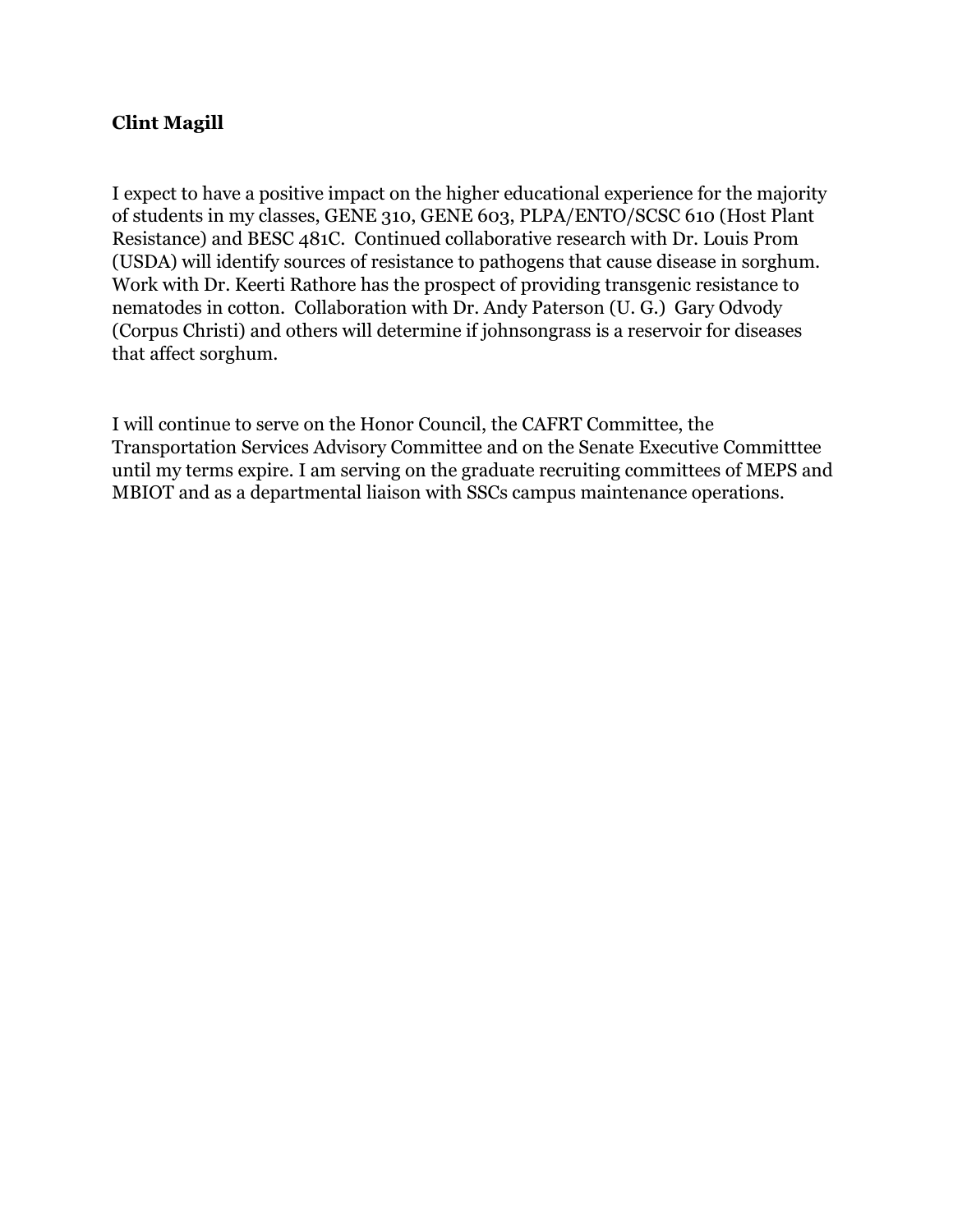**Clint Magill**

I expect to have a positive impact on the higher educational experience for the majority of students in my classes, GENE 310, GENE 603, PLPA/ENTO/SCSC 610 (Host Plant Resistance) and BESC 481C. Continued collaborative research with Dr. Louis Prom (USDA) will identify sources of resistance to pathogens that cause disease in sorghum. Work with Dr. Keerti Rathore has the prospect of providing transgenic resistance to nematodes in cotton. Collaboration with Dr. Andy Paterson (U. G.) Gary Odvody (Corpus Christi) and others will determine if johnsongrass is a reservoir for diseases that affect sorghum.

I will continue to serve on the Honor Council, the CAFRT Committee, the Transportation Services Advisory Committee and on the Senate Executive Committtee until my terms expire. I am serving on the graduate recruiting committees of MEPS and MBIOT and as a departmental liaison with SSCs campus maintenance operations.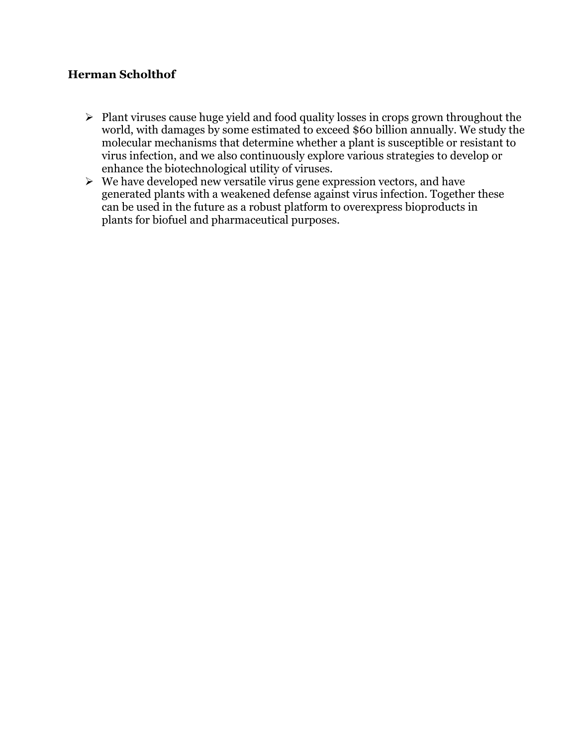**Herman Scholthof**

- Plant viruses cause huge yield and food quality losses in crops grown throughout the world, with damages by some estimated to exceed $60 billion annually. We study the molecular mechanisms that determine whether a plant is susceptible or resistant to virus infection, and we also continuously explore various strategies to develop or enhance the biotechnological utility of viruses.
- We have developed new versatile virus gene expression vectors, and have generated plants with a weakened defense against virus infection. Together these can be used in the future as a robust platform to overexpress bioproducts in plants for biofuel and pharmaceutical purposes.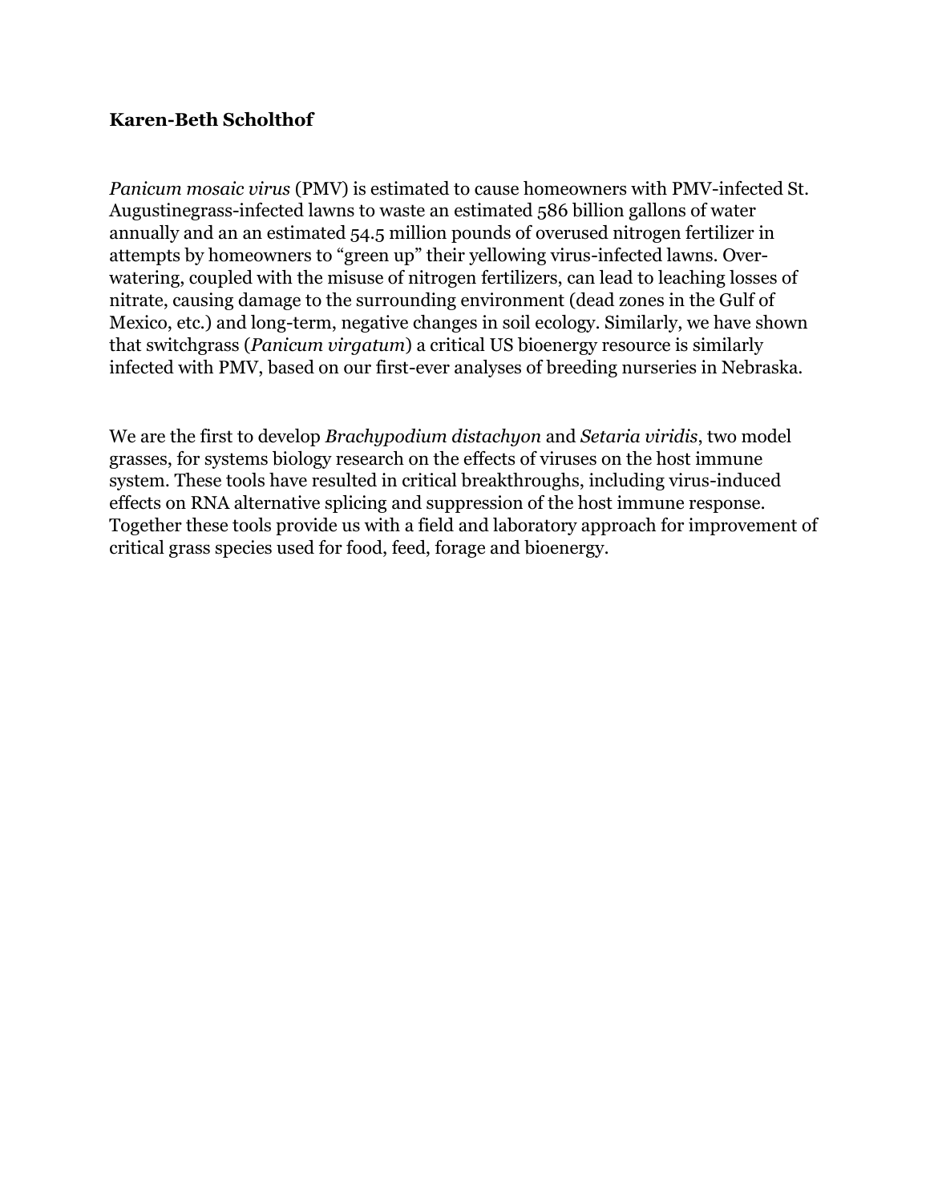**Karen-Beth Scholthof**

*Panicum mosaic virus* (PMV) is estimated to cause homeowners with PMV-infected St. Augustinegrass-infected lawns to waste an estimated 586 billion gallons of water annually and an an estimated 54.5 million pounds of overused nitrogen fertilizer in attempts by homeowners to "green up" their yellowing virus-infected lawns. Over-watering, coupled with the misuse of nitrogen fertilizers, can lead to leaching losses of nitrate, causing damage to the surrounding environment (dead zones in the Gulf of Mexico, etc.) and long-term, negative changes in soil ecology. Similarly, we have shown that switchgrass (*Panicum virgatum*) a critical US bioenergy resource is similarly infected with PMV, based on our first-ever analyses of breeding nurseries in Nebraska.

We are the first to develop *Brachypodium distachyon* and *Setaria viridis*, two model grasses, for systems biology research on the effects of viruses on the host immune system. These tools have resulted in critical breakthroughs, including virus-induced effects on RNA alternative splicing and suppression of the host immune response. Together these tools provide us with a field and laboratory approach for improvement of critical grass species used for food, feed, forage and bioenergy.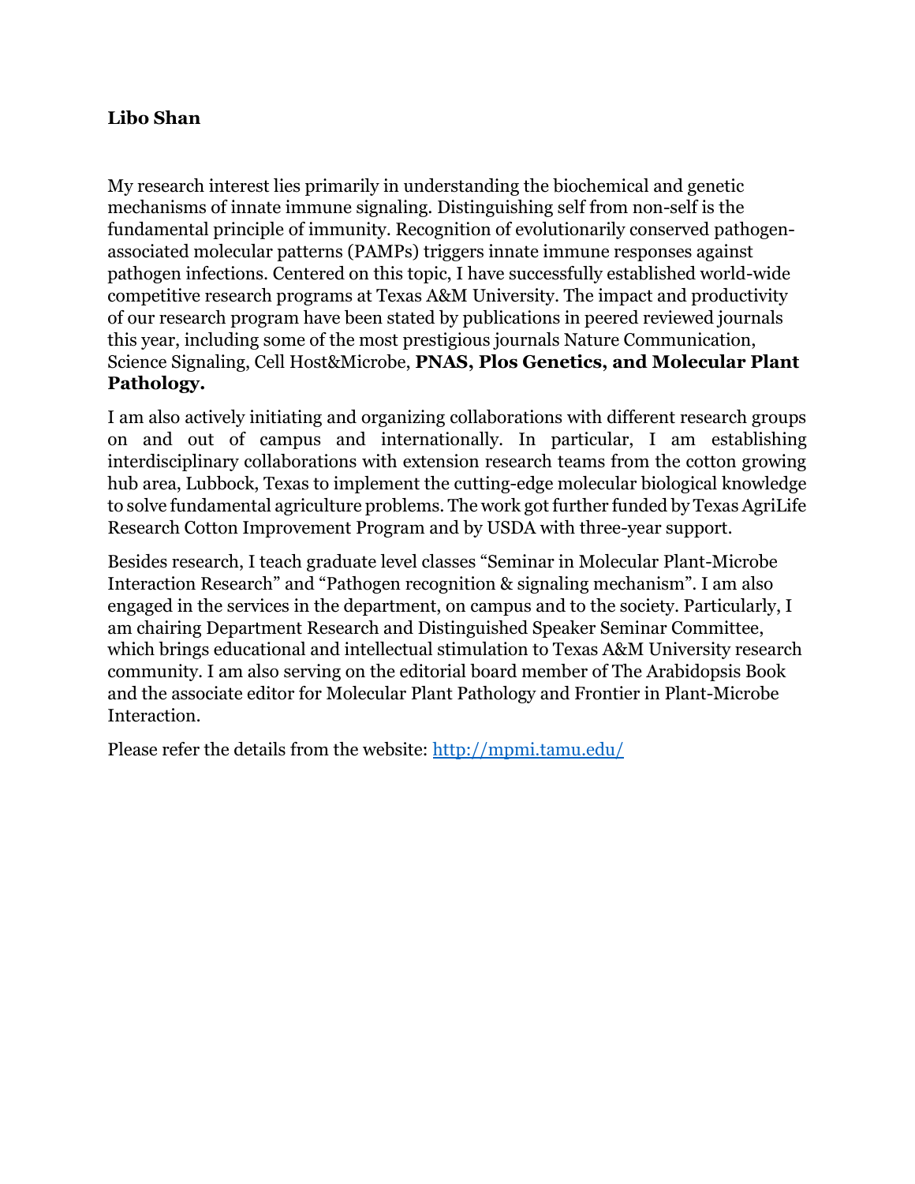**Libo Shan**

My research interest lies primarily in understanding the biochemical and genetic mechanisms of innate immune signaling. Distinguishing self from non-self is the fundamental principle of immunity. Recognition of evolutionarily conserved pathogen-associated molecular patterns (PAMPs) triggers innate immune responses against pathogen infections. Centered on this topic, I have successfully established world-wide competitive research programs at Texas A&M University. The impact and productivity of our research program have been stated by publications in peered reviewed journals this year, including some of the most prestigious journals Nature Communication, Science Signaling, Cell Host&Microbe, **PNAS, Plos Genetics, and Molecular Plant Pathology.**

I am also actively initiating and organizing collaborations with different research groups on and out of campus and internationally. In particular, I am establishing interdisciplinary collaborations with extension research teams from the cotton growing hub area, Lubbock, Texas to implement the cutting-edge molecular biological knowledge to solve fundamental agriculture problems. The work got further funded by Texas AgriLife Research Cotton Improvement Program and by USDA with three-year support.

Besides research, I teach graduate level classes "Seminar in Molecular Plant-Microbe Interaction Research" and "Pathogen recognition & signaling mechanism". I am also engaged in the services in the department, on campus and to the society. Particularly, I am chairing Department Research and Distinguished Speaker Seminar Committee, which brings educational and intellectual stimulation to Texas A&M University research community. I am also serving on the editorial board member of The Arabidopsis Book and the associate editor for Molecular Plant Pathology and Frontier in Plant-Microbe Interaction.

Please refer the details from the website: [http://mpmi.tamu.edu/](http://mpmi.tamu.edu/)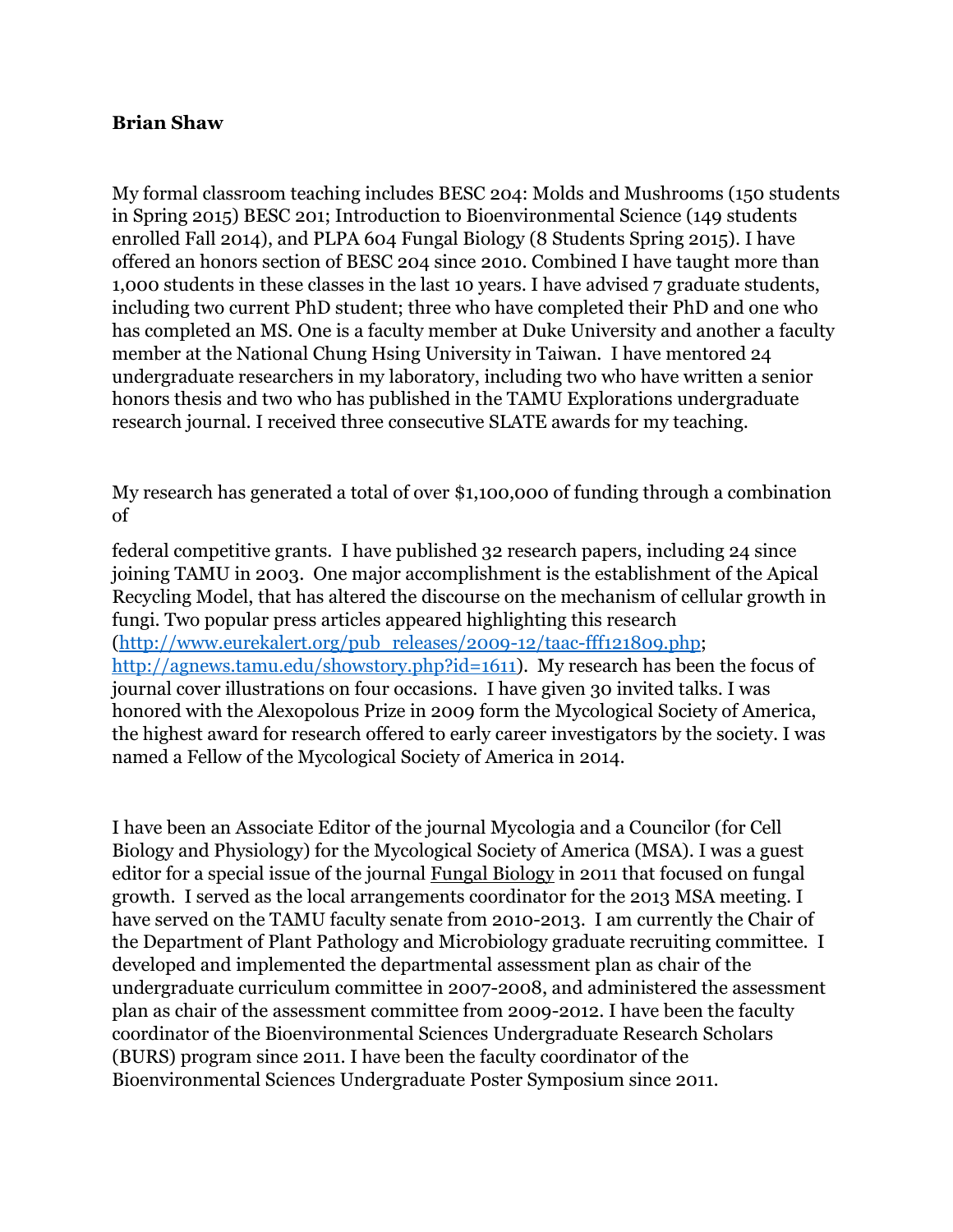**Brian Shaw**

My formal classroom teaching includes BESC 204: Molds and Mushrooms (150 students in Spring 2015) BESC 201; Introduction to Bioenvironmental Science (149 students enrolled Fall 2014), and PLPA 604 Fungal Biology (8 Students Spring 2015). I have offered an honors section of BESC 204 since 2010. Combined I have taught more than 1,000 students in these classes in the last 10 years. I have advised 7 graduate students, including two current PhD student; three who have completed their PhD and one who has completed an MS. One is a faculty member at Duke University and another a faculty member at the National Chung Hsing University in Taiwan. I have mentored 24 undergraduate researchers in my laboratory, including two who have written a senior honors thesis and two who has published in the TAMU Explorations undergraduate research journal. I received three consecutive SLATE awards for my teaching.

My research has generated a total of over $1,100,000 of funding through a combination of

federal competitive grants. I have published 32 research papers, including 24 since joining TAMU in 2003. One major accomplishment is the establishment of the Apical Recycling Model, that has altered the discourse on the mechanism of cellular growth in fungi. Two popular press articles appeared highlighting this research (http://www.eurekalert.org/pub_releases/2009-12/taac-fff121809.php; http://agnews.tamu.edu/showstory.php?id=1611). My research has been the focus of journal cover illustrations on four occasions. I have given 30 invited talks. I was honored with the Alexopolous Prize in 2009 form the Mycological Society of America, the highest award for research offered to early career investigators by the society. I was named a Fellow of the Mycological Society of America in 2014.

I have been an Associate Editor of the journal Mycologia and a Councilor (for Cell Biology and Physiology) for the Mycological Society of America (MSA). I was a guest editor for a special issue of the journal Fungal Biology in 2011 that focused on fungal growth. I served as the local arrangements coordinator for the 2013 MSA meeting. I have served on the TAMU faculty senate from 2010-2013. I am currently the Chair of the Department of Plant Pathology and Microbiology graduate recruiting committee. I developed and implemented the departmental assessment plan as chair of the undergraduate curriculum committee in 2007-2008, and administered the assessment plan as chair of the assessment committee from 2009-2012. I have been the faculty coordinator of the Bioenvironmental Sciences Undergraduate Research Scholars (BURS) program since 2011. I have been the faculty coordinator of the Bioenvironmental Sciences Undergraduate Poster Symposium since 2011.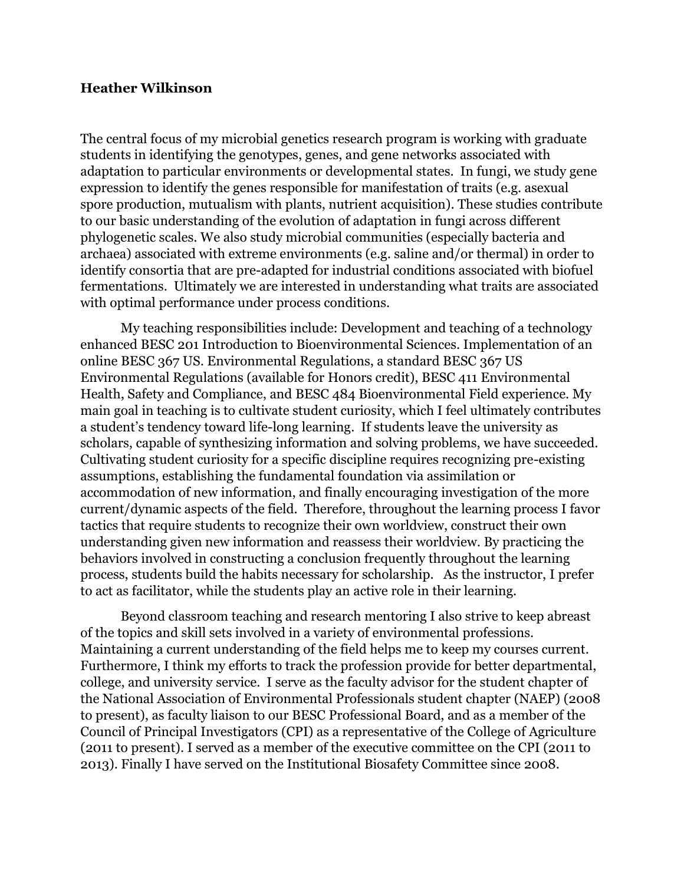**Heather Wilkinson**

The central focus of my microbial genetics research program is working with graduate students in identifying the genotypes, genes, and gene networks associated with adaptation to particular environments or developmental states. In fungi, we study gene expression to identify the genes responsible for manifestation of traits (e.g. asexual spore production, mutualism with plants, nutrient acquisition). These studies contribute to our basic understanding of the evolution of adaptation in fungi across different phylogenetic scales. We also study microbial communities (especially bacteria and archaea) associated with extreme environments (e.g. saline and/or thermal) in order to identify consortia that are pre-adapted for industrial conditions associated with biofuel fermentations. Ultimately we are interested in understanding what traits are associated with optimal performance under process conditions.

My teaching responsibilities include: Development and teaching of a technology enhanced BESC 201 Introduction to Bioenvironmental Sciences. Implementation of an online BESC 367 US. Environmental Regulations, a standard BESC 367 US Environmental Regulations (available for Honors credit), BESC 411 Environmental Health, Safety and Compliance, and BESC 484 Bioenvironmental Field experience. My main goal in teaching is to cultivate student curiosity, which I feel ultimately contributes a student's tendency toward life-long learning. If students leave the university as scholars, capable of synthesizing information and solving problems, we have succeeded. Cultivating student curiosity for a specific discipline requires recognizing pre-existing assumptions, establishing the fundamental foundation via assimilation or accommodation of new information, and finally encouraging investigation of the more current/dynamic aspects of the field. Therefore, throughout the learning process I favor tactics that require students to recognize their own worldview, construct their own understanding given new information and reassess their worldview. By practicing the behaviors involved in constructing a conclusion frequently throughout the learning process, students build the habits necessary for scholarship. As the instructor, I prefer to act as facilitator, while the students play an active role in their learning.

Beyond classroom teaching and research mentoring I also strive to keep abreast of the topics and skill sets involved in a variety of environmental professions. Maintaining a current understanding of the field helps me to keep my courses current. Furthermore, I think my efforts to track the profession provide for better departmental, college, and university service. I serve as the faculty advisor for the student chapter of the National Association of Environmental Professionals student chapter (NAEP) (2008 to present), as faculty liaison to our BESC Professional Board, and as a member of the Council of Principal Investigators (CPI) as a representative of the College of Agriculture (2011 to present). I served as a member of the executive committee on the CPI (2011 to 2013). Finally I have served on the Institutional Biosafety Committee since 2008.